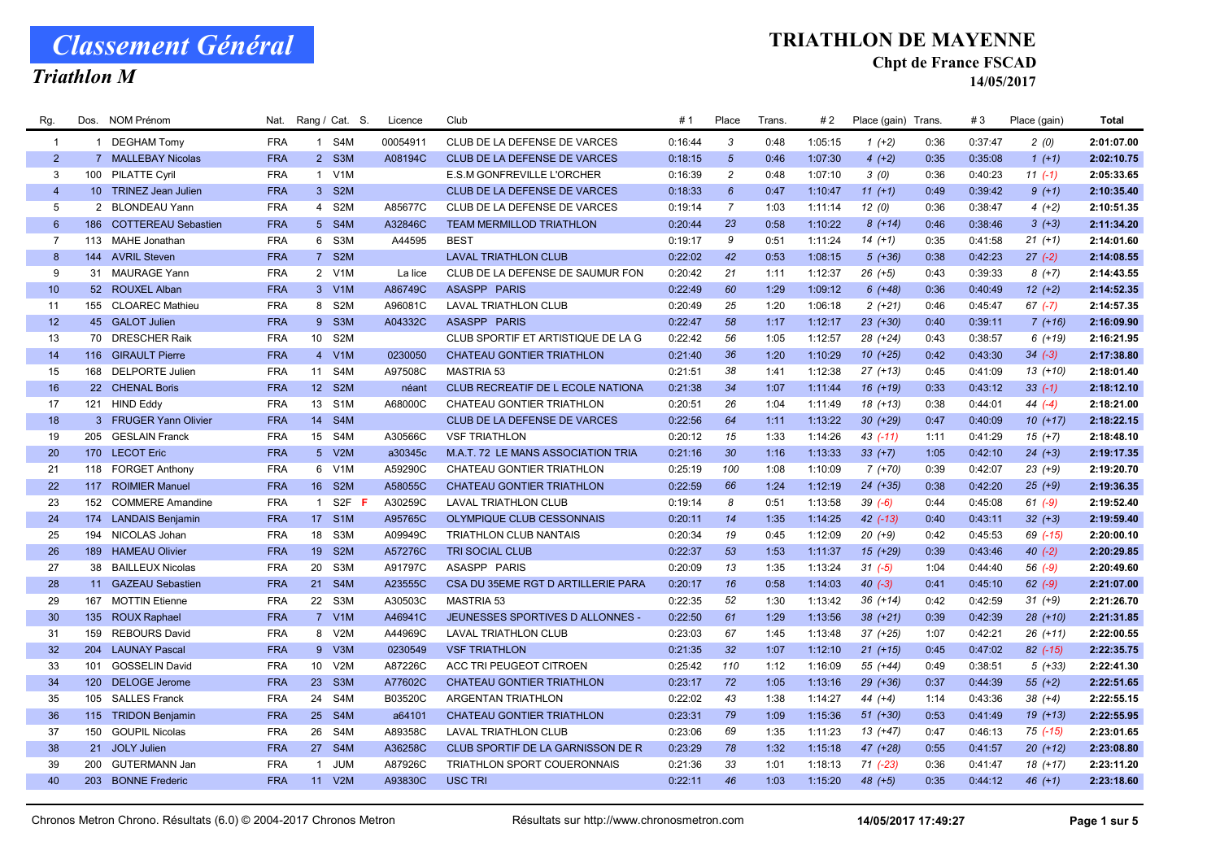# Classement Général

## Triathlon M

## TRIATHLON DE MAYENNE

### Chpt de France FSCAD

14/05/2017

| Rg. | Dos. | NOM Prénom | Nat. | Rang / Cat. | S. | Licence | Club | # 1 | Place | Trans. | # 2 | Place (gain) | Trans. | # 3 | Place (gain) | Total |
|---|---|---|---|---|---|---|---|---|---|---|---|---|---|---|---|---|
| 1 | 1 | DEGHAM Tomy | FRA | 1 S4M | | 00054911 | CLUB DE LA DEFENSE DE VARCES | 0:16:44 | 3 | 0:48 | 1:05:15 | 1 (+2) | 0:36 | 0:37:47 | 2 (0) | 2:01:07.00 |
| 2 | 7 | MALLEBAY Nicolas | FRA | 2 S3M | | A08194C | CLUB DE LA DEFENSE DE VARCES | 0:18:15 | 5 | 0:46 | 1:07:30 | 4 (+2) | 0:35 | 0:35:08 | 1 (+1) | 2:02:10.75 |
| 3 | 100 | PILATTE Cyril | FRA | 1 V1M | | | E.S.M GONFREVILLE L'ORCHER | 0:16:39 | 2 | 0:48 | 1:07:10 | 3 (0) | 0:36 | 0:40:23 | 11 (-1) | 2:05:33.65 |
| 4 | 10 | TRINEZ Jean Julien | FRA | 3 S2M | | | CLUB DE LA DEFENSE DE VARCES | 0:18:33 | 6 | 0:47 | 1:10:47 | 11 (+1) | 0:49 | 0:39:42 | 9 (+1) | 2:10:35.40 |
| 5 | 2 | BLONDEAU Yann | FRA | 4 S2M | | A85677C | CLUB DE LA DEFENSE DE VARCES | 0:19:14 | 7 | 1:03 | 1:11:14 | 12 (0) | 0:36 | 0:38:47 | 4 (+2) | 2:10:51.35 |
| 6 | 186 | COTTEREAU Sebastien | FRA | 5 S4M | | A32846C | TEAM MERMILLOD TRIATHLON | 0:20:44 | 23 | 0:58 | 1:10:22 | 8 (+14) | 0:46 | 0:38:46 | 3 (+3) | 2:11:34.20 |
| 7 | 113 | MAHE Jonathan | FRA | 6 S3M | | A44595 | BEST | 0:19:17 | 9 | 0:51 | 1:11:24 | 14 (+1) | 0:35 | 0:41:58 | 21 (+1) | 2:14:01.60 |
| 8 | 144 | AVRIL Steven | FRA | 7 S2M | | | LAVAL TRIATHLON CLUB | 0:22:02 | 42 | 0:53 | 1:08:15 | 5 (+36) | 0:38 | 0:42:23 | 27 (-2) | 2:14:08.55 |
| 9 | 31 | MAURAGE Yann | FRA | 2 V1M | | La lice | CLUB DE LA DEFENSE DE SAUMUR FON | 0:20:42 | 21 | 1:11 | 1:12:37 | 26 (+5) | 0:43 | 0:39:33 | 8 (+7) | 2:14:43.55 |
| 10 | 52 | ROUXEL Alban | FRA | 3 V1M | | A86749C | ASASPP PARIS | 0:22:49 | 60 | 1:29 | 1:09:12 | 6 (+48) | 0:36 | 0:40:49 | 12 (+2) | 2:14:52.35 |
| 11 | 155 | CLOAREC Mathieu | FRA | 8 S2M | | A96081C | LAVAL TRIATHLON CLUB | 0:20:49 | 25 | 1:20 | 1:06:18 | 2 (+21) | 0:46 | 0:45:47 | 67 (-7) | 2:14:57.35 |
| 12 | 45 | GALOT Julien | FRA | 9 S3M | | A04332C | ASASPP PARIS | 0:22:47 | 58 | 1:17 | 1:12:17 | 23 (+30) | 0:40 | 0:39:11 | 7 (+16) | 2:16:09.90 |
| 13 | 70 | DRESCHER Raik | FRA | 10 S2M | | | CLUB SPORTIF ET ARTISTIQUE DE LA G | 0:22:42 | 56 | 1:05 | 1:12:57 | 28 (+24) | 0:43 | 0:38:57 | 6 (+19) | 2:16:21.95 |
| 14 | 116 | GIRAULT Pierre | FRA | 4 V1M | | 0230050 | CHATEAU GONTIER TRIATHLON | 0:21:40 | 36 | 1:20 | 1:10:29 | 10 (+25) | 0:42 | 0:43:30 | 34 (-3) | 2:17:38.80 |
| 15 | 168 | DELPORTE Julien | FRA | 11 S4M | | A97508C | MASTRIA 53 | 0:21:51 | 38 | 1:41 | 1:12:38 | 27 (+13) | 0:45 | 0:41:09 | 13 (+10) | 2:18:01.40 |
| 16 | 22 | CHENAL Boris | FRA | 12 S2M | | néant | CLUB RECREATIF DE L ECOLE NATIONA | 0:21:38 | 34 | 1:07 | 1:11:44 | 16 (+19) | 0:33 | 0:43:12 | 33 (-1) | 2:18:12.10 |
| 17 | 121 | HIND Eddy | FRA | 13 S1M | | A68000C | CHATEAU GONTIER TRIATHLON | 0:20:51 | 26 | 1:04 | 1:11:49 | 18 (+13) | 0:38 | 0:44:01 | 44 (-4) | 2:18:21.00 |
| 18 | 3 | FRUGER Yann Olivier | FRA | 14 S4M | | | CLUB DE LA DEFENSE DE VARCES | 0:22:56 | 64 | 1:11 | 1:13:22 | 30 (+29) | 0:47 | 0:40:09 | 10 (+17) | 2:18:22.15 |
| 19 | 205 | GESLAIN Franck | FRA | 15 S4M | | A30566C | VSF TRIATHLON | 0:20:12 | 15 | 1:33 | 1:14:26 | 43 (-11) | 1:11 | 0:41:29 | 15 (+7) | 2:18:48.10 |
| 20 | 170 | LECOT Eric | FRA | 5 V2M | | a30345c | M.A.T. 72 LE MANS ASSOCIATION TRIA | 0:21:16 | 30 | 1:16 | 1:13:33 | 33 (+7) | 1:05 | 0:42:10 | 24 (+3) | 2:19:17.35 |
| 21 | 118 | FORGET Anthony | FRA | 6 V1M | | A59290C | CHATEAU GONTIER TRIATHLON | 0:25:19 | 100 | 1:08 | 1:10:09 | 7 (+70) | 0:39 | 0:42:07 | 23 (+9) | 2:19:20.70 |
| 22 | 117 | ROIMIER Manuel | FRA | 16 S2M | | A58055C | CHATEAU GONTIER TRIATHLON | 0:22:59 | 66 | 1:24 | 1:12:19 | 24 (+35) | 0:38 | 0:42:20 | 25 (+9) | 2:19:36.35 |
| 23 | 152 | COMMERE Amandine | FRA | 1 S2F | F | A30259C | LAVAL TRIATHLON CLUB | 0:19:14 | 8 | 0:51 | 1:13:58 | 39 (-6) | 0:44 | 0:45:08 | 61 (-9) | 2:19:52.40 |
| 24 | 174 | LANDAIS Benjamin | FRA | 17 S1M | | A95765C | OLYMPIQUE CLUB CESSONNAIS | 0:20:11 | 14 | 1:35 | 1:14:25 | 42 (-13) | 0:40 | 0:43:11 | 32 (+3) | 2:19:59.40 |
| 25 | 194 | NICOLAS Johan | FRA | 18 S3M | | A09949C | TRIATHLON CLUB NANTAIS | 0:20:34 | 19 | 0:45 | 1:12:09 | 20 (+9) | 0:42 | 0:45:53 | 69 (-15) | 2:20:00.10 |
| 26 | 189 | HAMEAU Olivier | FRA | 19 S2M | | A57276C | TRI SOCIAL CLUB | 0:22:37 | 53 | 1:53 | 1:11:37 | 15 (+29) | 0:39 | 0:43:46 | 40 (-2) | 2:20:29.85 |
| 27 | 38 | BAILLEUX Nicolas | FRA | 20 S3M | | A91797C | ASASPP PARIS | 0:20:09 | 13 | 1:35 | 1:13:24 | 31 (-5) | 1:04 | 0:44:40 | 56 (-9) | 2:20:49.60 |
| 28 | 11 | GAZEAU Sebastien | FRA | 21 S4M | | A23555C | CSA DU 35EME RGT D ARTILLERIE PARA | 0:20:17 | 16 | 0:58 | 1:14:03 | 40 (-3) | 0:41 | 0:45:10 | 62 (-9) | 2:21:07.00 |
| 29 | 167 | MOTTIN Etienne | FRA | 22 S3M | | A30503C | MASTRIA 53 | 0:22:35 | 52 | 1:30 | 1:13:42 | 36 (+14) | 0:42 | 0:42:59 | 31 (+9) | 2:21:26.70 |
| 30 | 135 | ROUX Raphael | FRA | 7 V1M | | A46941C | JEUNESSES SPORTIVES D ALLONNES - | 0:22:50 | 61 | 1:29 | 1:13:56 | 38 (+21) | 0:39 | 0:42:39 | 28 (+10) | 2:21:31.85 |
| 31 | 159 | REBOURS David | FRA | 8 V2M | | A44969C | LAVAL TRIATHLON CLUB | 0:23:03 | 67 | 1:45 | 1:13:48 | 37 (+25) | 1:07 | 0:42:21 | 26 (+11) | 2:22:00.55 |
| 32 | 204 | LAUNAY Pascal | FRA | 9 V3M | | 0230549 | VSF TRIATHLON | 0:21:35 | 32 | 1:07 | 1:12:10 | 21 (+15) | 0:45 | 0:47:02 | 82 (-15) | 2:22:35.75 |
| 33 | 101 | GOSSELIN David | FRA | 10 V2M | | A87226C | ACC TRI PEUGEOT CITROEN | 0:25:42 | 110 | 1:12 | 1:16:09 | 55 (+44) | 0:49 | 0:38:51 | 5 (+33) | 2:22:41.30 |
| 34 | 120 | DELOGE Jerome | FRA | 23 S3M | | A77602C | CHATEAU GONTIER TRIATHLON | 0:23:17 | 72 | 1:05 | 1:13:16 | 29 (+36) | 0:37 | 0:44:39 | 55 (+2) | 2:22:51.65 |
| 35 | 105 | SALLES Franck | FRA | 24 S4M | | B03520C | ARGENTAN TRIATHLON | 0:22:02 | 43 | 1:38 | 1:14:27 | 44 (+4) | 1:14 | 0:43:36 | 38 (+4) | 2:22:55.15 |
| 36 | 115 | TRIDON Benjamin | FRA | 25 S4M | | a64101 | CHATEAU GONTIER TRIATHLON | 0:23:31 | 79 | 1:09 | 1:15:36 | 51 (+30) | 0:53 | 0:41:49 | 19 (+13) | 2:22:55.95 |
| 37 | 150 | GOUPIL Nicolas | FRA | 26 S4M | | A89358C | LAVAL TRIATHLON CLUB | 0:23:06 | 69 | 1:35 | 1:11:23 | 13 (+47) | 0:47 | 0:46:13 | 75 (-15) | 2:23:01.65 |
| 38 | 21 | JOLY Julien | FRA | 27 S4M | | A36258C | CLUB SPORTIF DE LA GARNISSON DE R | 0:23:29 | 78 | 1:32 | 1:15:18 | 47 (+28) | 0:55 | 0:41:57 | 20 (+12) | 2:23:08.80 |
| 39 | 200 | GUTERMANN Jan | FRA | 1 JUM | | A87926C | TRIATHLON SPORT COUERONNAIS | 0:21:36 | 33 | 1:01 | 1:18:13 | 71 (-23) | 0:36 | 0:41:47 | 18 (+17) | 2:23:11.20 |
| 40 | 203 | BONNE Frederic | FRA | 11 V2M | | A93830C | USC TRI | 0:22:11 | 46 | 1:03 | 1:15:20 | 48 (+5) | 0:35 | 0:44:12 | 46 (+1) | 2:23:18.60 |

Chronos Metron Chrono. Résultats (6.0) © 2004-2017 Chronos Metron — Résultats sur http://www.chronosmetron.com — 14/05/2017 17:49:27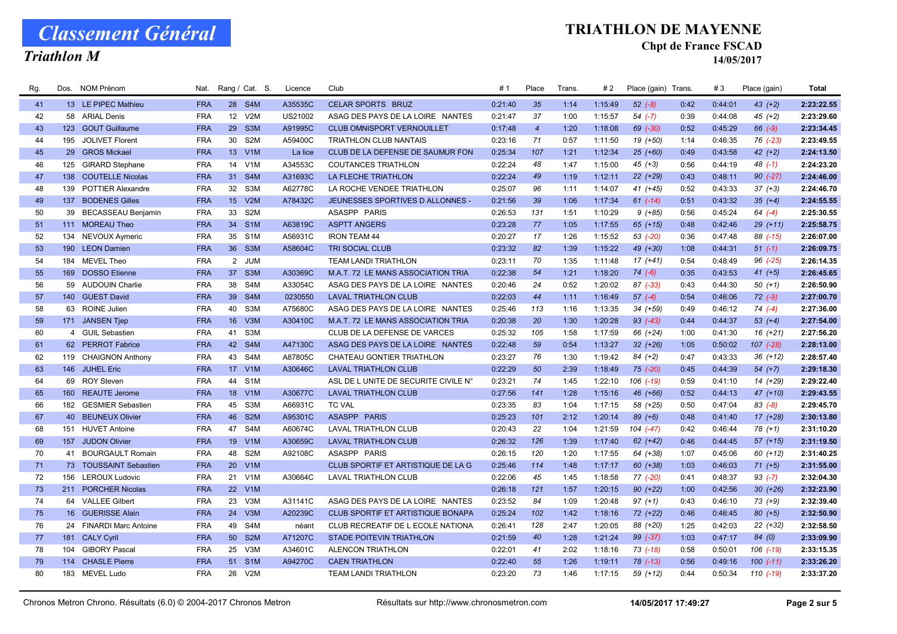# Classement Général

## Triathlon M

## TRIATHLON DE MAYENNE

### Chpt de France FSCAD

14/05/2017

| Rg. | Dos. | NOM Prénom | Nat. | Rang / Cat. | S. | Licence | Club | # 1 | Place | Trans. | # 2 | Place (gain) | Trans. | # 3 | Place (gain) | Total |
|---|---|---|---|---|---|---|---|---|---|---|---|---|---|---|---|---|
| 41 | 13 | LE PIPEC Mathieu | FRA | 28 S4M | | A35535C | CELAR SPORTS BRUZ | 0:21:40 | 35 | 1:14 | 1:15:49 | 52 (-8) | 0:42 | 0:44:01 | 43 (+2) | 2:23:22.55 |
| 42 | 58 | ARIAL Denis | FRA | 12 V2M | | US21002 | ASAG DES PAYS DE LA LOIRE NANTES | 0:21:47 | 37 | 1:00 | 1:15:57 | 54 (-7) | 0:39 | 0:44:08 | 45 (+2) | 2:23:29.60 |
| 43 | 123 | GOUT Guillaume | FRA | 29 S3M | | A91995C | CLUB OMNISPORT VERNOUILLET | 0:17:48 | 4 | 1:20 | 1:18:08 | 69 (-30) | 0:52 | 0:45:29 | 66 (-9) | 2:23:34.45 |
| 44 | 195 | JOLIVET Florent | FRA | 30 S2M | | A59400C | TRIATHLON CLUB NANTAIS | 0:23:16 | 71 | 0:57 | 1:11:50 | 19 (+50) | 1:14 | 0:46:35 | 76 (-23) | 2:23:49.55 |
| 45 | 29 | GROS Mickael | FRA | 13 V1M | | La lice | CLUB DE LA DEFENSE DE SAUMUR FON | 0:25:34 | 107 | 1:21 | 1:12:34 | 25 (+60) | 0:49 | 0:43:58 | 42 (+2) | 2:24:13.50 |
| 46 | 125 | GIRARD Stephane | FRA | 14 V1M | | A34553C | COUTANCES TRIATHLON | 0:22:24 | 48 | 1:47 | 1:15:00 | 45 (+3) | 0:56 | 0:44:19 | 48 (-1) | 2:24:23.20 |
| 47 | 138 | COUTELLE Nicolas | FRA | 31 S4M | | A31693C | LA FLECHE TRIATHLON | 0:22:24 | 49 | 1:19 | 1:12:11 | 22 (+29) | 0:43 | 0:48:11 | 90 (-27) | 2:24:46.00 |
| 48 | 139 | POTTIER Alexandre | FRA | 32 S3M | | A62778C | LA ROCHE VENDEE TRIATHLON | 0:25:07 | 96 | 1:11 | 1:14:07 | 41 (+45) | 0:52 | 0:43:33 | 37 (+3) | 2:24:46.70 |
| 49 | 137 | BODENES Gilles | FRA | 15 V2M | | A78432C | JEUNESSES SPORTIVES D ALLONNES - | 0:21:56 | 39 | 1:06 | 1:17:34 | 61 (-14) | 0:51 | 0:43:32 | 35 (+4) | 2:24:55.55 |
| 50 | 39 | BECASSEAU Benjamin | FRA | 33 S2M | | | ASASPP PARIS | 0:26:53 | 131 | 1:51 | 1:10:29 | 9 (+85) | 0:56 | 0:45:24 | 64 (-4) | 2:25:30.55 |
| 51 | 111 | MOREAU Theo | FRA | 34 S1M | | A63819C | ASPTT ANGERS | 0:23:28 | 77 | 1:05 | 1:17:55 | 65 (+15) | 0:48 | 0:42:46 | 29 (+11) | 2:25:58.75 |
| 52 | 134 | NEVOUX Aymeric | FRA | 35 S1M | | A56931C | IRON TEAM 44 | 0:20:27 | 17 | 1:26 | 1:15:52 | 53 (-20) | 0:36 | 0:47:48 | 88 (-15) | 2:26:07.00 |
| 53 | 190 | LEON Damien | FRA | 36 S3M | | A58604C | TRI SOCIAL CLUB | 0:23:32 | 82 | 1:39 | 1:15:22 | 49 (+30) | 1:08 | 0:44:31 | 51 (-1) | 2:26:09.75 |
| 54 | 184 | MEVEL Theo | FRA | 2 JUM | | | TEAM LANDI TRIATHLON | 0:23:11 | 70 | 1:35 | 1:11:48 | 17 (+41) | 0:54 | 0:48:49 | 96 (-25) | 2:26:14.35 |
| 55 | 169 | DOSSO Etienne | FRA | 37 S3M | | A30369C | M.A.T. 72 LE MANS ASSOCIATION TRIA | 0:22:38 | 54 | 1:21 | 1:18:20 | 74 (-6) | 0:35 | 0:43:53 | 41 (+5) | 2:26:45.65 |
| 56 | 59 | AUDOUIN Charlie | FRA | 38 S4M | | A33054C | ASAG DES PAYS DE LA LOIRE NANTES | 0:20:46 | 24 | 0:52 | 1:20:02 | 87 (-33) | 0:43 | 0:44:30 | 50 (+1) | 2:26:50.90 |
| 57 | 140 | GUEST David | FRA | 39 S4M | | 0230550 | LAVAL TRIATHLON CLUB | 0:22:03 | 44 | 1:11 | 1:16:49 | 57 (-4) | 0:54 | 0:46:06 | 72 (-9) | 2:27:00.70 |
| 58 | 63 | ROINE Julien | FRA | 40 S3M | | A75680C | ASAG DES PAYS DE LA LOIRE NANTES | 0:25:46 | 113 | 1:16 | 1:13:35 | 34 (+59) | 0:49 | 0:46:12 | 74 (-4) | 2:27:36.00 |
| 59 | 171 | JANSEN Tjep | FRA | 16 V3M | | A30410C | M.A.T. 72 LE MANS ASSOCIATION TRIA | 0:20:38 | 20 | 1:30 | 1:20:28 | 93 (-43) | 0:44 | 0:44:37 | 53 (+4) | 2:27:54.00 |
| 60 | 4 | GUIL Sebastien | FRA | 41 S3M | | | CLUB DE LA DEFENSE DE VARCES | 0:25:32 | 105 | 1:58 | 1:17:59 | 66 (+24) | 1:00 | 0:41:30 | 16 (+21) | 2:27:56.20 |
| 61 | 62 | PERROT Fabrice | FRA | 42 S4M | | A47130C | ASAG DES PAYS DE LA LOIRE NANTES | 0:22:48 | 59 | 0:54 | 1:13:27 | 32 (+26) | 1:05 | 0:50:02 | 107 (-28) | 2:28:13.00 |
| 62 | 119 | CHAIGNON Anthony | FRA | 43 S4M | | A87805C | CHATEAU GONTIER TRIATHLON | 0:23:27 | 76 | 1:30 | 1:19:42 | 84 (+2) | 0:47 | 0:43:33 | 36 (+12) | 2:28:57.40 |
| 63 | 146 | JUHEL Eric | FRA | 17 V1M | | A30646C | LAVAL TRIATHLON CLUB | 0:22:29 | 50 | 2:39 | 1:18:49 | 75 (-20) | 0:45 | 0:44:39 | 54 (+7) | 2:29:18.30 |
| 64 | 69 | ROY Steven | FRA | 44 S1M | | | ASL DE L UNITE DE SECURITE CIVILE N° | 0:23:21 | 74 | 1:45 | 1:22:10 | 106 (-19) | 0:59 | 0:41:10 | 14 (+29) | 2:29:22.40 |
| 65 | 160 | REAUTE Jerome | FRA | 18 V1M | | A30677C | LAVAL TRIATHLON CLUB | 0:27:56 | 141 | 1:28 | 1:15:16 | 46 (+66) | 0:52 | 0:44:13 | 47 (+10) | 2:29:43.55 |
| 66 | 182 | GESMIER Sebastien | FRA | 45 S3M | | A66931C | TC VAL | 0:23:35 | 83 | 1:04 | 1:17:15 | 58 (+25) | 0:50 | 0:47:04 | 83 (-8) | 2:29:45.70 |
| 67 | 40 | BEUNEUX Olivier | FRA | 46 S2M | | A95301C | ASASPP PARIS | 0:25:23 | 101 | 2:12 | 1:20:14 | 89 (+6) | 0:48 | 0:41:40 | 17 (+28) | 2:30:13.80 |
| 68 | 151 | HUVET Antoine | FRA | 47 S4M | | A60674C | LAVAL TRIATHLON CLUB | 0:20:43 | 22 | 1:04 | 1:21:59 | 104 (-47) | 0:42 | 0:46:44 | 78 (+1) | 2:31:10.20 |
| 69 | 157 | JUDON Olivier | FRA | 19 V1M | | A30659C | LAVAL TRIATHLON CLUB | 0:26:32 | 126 | 1:39 | 1:17:40 | 62 (+42) | 0:46 | 0:44:45 | 57 (+15) | 2:31:19.50 |
| 70 | 41 | BOURGAULT Romain | FRA | 48 S2M | | A92108C | ASASPP PARIS | 0:26:15 | 120 | 1:20 | 1:17:55 | 64 (+38) | 1:07 | 0:45:06 | 60 (+12) | 2:31:40.25 |
| 71 | 73 | TOUSSAINT Sebastien | FRA | 20 V1M | | | CLUB SPORTIF ET ARTISTIQUE DE LA G | 0:25:46 | 114 | 1:48 | 1:17:17 | 60 (+38) | 1:03 | 0:46:03 | 71 (+5) | 2:31:55.00 |
| 72 | 156 | LEROUX Ludovic | FRA | 21 V1M | | A30664C | LAVAL TRIATHLON CLUB | 0:22:06 | 45 | 1:45 | 1:18:58 | 77 (-20) | 0:41 | 0:48:37 | 93 (-7) | 2:32:04.30 |
| 73 | 211 | PORCHER Nicolas | FRA | 22 V1M | | | | 0:26:18 | 121 | 1:57 | 1:20:15 | 90 (+22) | 1:00 | 0:42:56 | 30 (+26) | 2:32:23.90 |
| 74 | 64 | VALLEE Gilbert | FRA | 23 V3M | | A31141C | ASAG DES PAYS DE LA LOIRE NANTES | 0:23:52 | 84 | 1:09 | 1:20:48 | 97 (+1) | 0:43 | 0:46:10 | 73 (+9) | 2:32:39.40 |
| 75 | 16 | GUERISSE Alain | FRA | 24 V3M | | A20239C | CLUB SPORTIF ET ARTISTIQUE BONAPA | 0:25:24 | 102 | 1:42 | 1:18:16 | 72 (+22) | 0:46 | 0:46:45 | 80 (+5) | 2:32:50.90 |
| 76 | 24 | FINARDI Marc Antoine | FRA | 49 S4M | | néant | CLUB RECREATIF DE L ECOLE NATIONA | 0:26:41 | 128 | 2:47 | 1:20:05 | 88 (+20) | 1:25 | 0:42:03 | 22 (+32) | 2:32:58.50 |
| 77 | 181 | CALY Cyril | FRA | 50 S2M | | A71207C | STADE POITEVIN TRIATHLON | 0:21:59 | 40 | 1:28 | 1:21:24 | 99 (-37) | 1:03 | 0:47:17 | 84 (0) | 2:33:09.90 |
| 78 | 104 | GIBORY Pascal | FRA | 25 V3M | | A34601C | ALENCON TRIATHLON | 0:22:01 | 41 | 2:02 | 1:18:16 | 73 (-18) | 0:58 | 0:50:01 | 106 (-19) | 2:33:15.35 |
| 79 | 114 | CHASLE Pierre | FRA | 51 S1M | | A94270C | CAEN TRIATHLON | 0:22:40 | 55 | 1:26 | 1:19:11 | 78 (-13) | 0:56 | 0:49:16 | 100 (-11) | 2:33:26.20 |
| 80 | 183 | MEVEL Ludo | FRA | 26 V2M | | | TEAM LANDI TRIATHLON | 0:23:20 | 73 | 1:46 | 1:17:15 | 59 (+12) | 0:44 | 0:50:34 | 110 (-19) | 2:33:37.20 |

Chronos Metron Chrono. Résultats (6.0) © 2004-2017 Chronos Metron — Résultats sur http://www.chronosmetron.com — 14/05/2017 17:49:27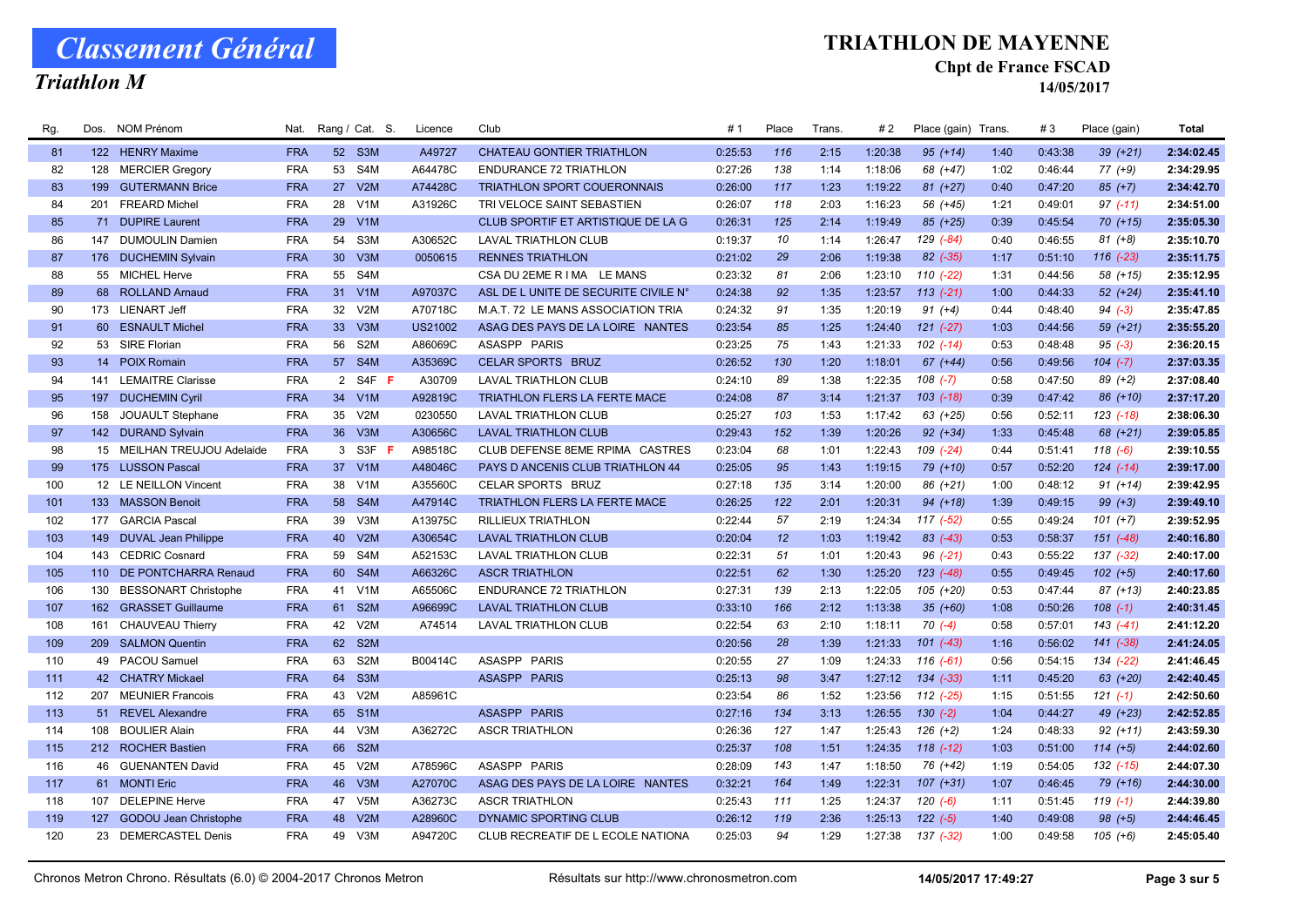# Classement Général

## Triathlon M

## TRIATHLON DE MAYENNE

### Chpt de France FSCAD

14/05/2017

| Rg. | Dos. | NOM Prénom | Nat. | Rang / Cat. | | S. | Licence | Club | # 1 | Place | Trans. | # 2 | Place (gain) | Trans. | # 3 | Place (gain) | Total |
|---|---|---|---|---|---|---|---|---|---|---|---|---|---|---|---|---|---|
| 81 | 122 | HENRY Maxime | FRA | 52 | S3M | | A49727 | CHATEAU GONTIER TRIATHLON | 0:25:53 | 116 | 2:15 | 1:20:38 | 95 (+14) | 1:40 | 0:43:38 | 39 (+21) | 2:34:02.45 |
| 82 | 128 | MERCIER Gregory | FRA | 53 | S4M | | A64478C | ENDURANCE 72 TRIATHLON | 0:27:26 | 138 | 1:14 | 1:18:06 | 68 (+47) | 1:02 | 0:46:44 | 77 (+9) | 2:34:29.95 |
| 83 | 199 | GUTERMANN Brice | FRA | 27 | V2M | | A74428C | TRIATHLON SPORT COUERONNAIS | 0:26:00 | 117 | 1:23 | 1:19:22 | 81 (+27) | 0:40 | 0:47:20 | 85 (+7) | 2:34:42.70 |
| 84 | 201 | FREARD Michel | FRA | 28 | V1M | | A31926C | TRI VELOCE SAINT SEBASTIEN | 0:26:07 | 118 | 2:03 | 1:16:23 | 56 (+45) | 1:21 | 0:49:01 | 97 (-11) | 2:34:51.00 |
| 85 | 71 | DUPIRE Laurent | FRA | 29 | V1M | | | CLUB SPORTIF ET ARTISTIQUE DE LA G | 0:26:31 | 125 | 2:14 | 1:19:49 | 85 (+25) | 0:39 | 0:45:54 | 70 (+15) | 2:35:05.30 |
| 86 | 147 | DUMOULIN Damien | FRA | 54 | S3M | | A30652C | LAVAL TRIATHLON CLUB | 0:19:37 | 10 | 1:14 | 1:26:47 | 129 (-84) | 0:40 | 0:46:55 | 81 (+8) | 2:35:10.70 |
| 87 | 176 | DUCHEMIN Sylvain | FRA | 30 | V3M | | 0050615 | RENNES TRIATHLON | 0:21:02 | 29 | 2:06 | 1:19:38 | 82 (-35) | 1:17 | 0:51:10 | 116 (-23) | 2:35:11.75 |
| 88 | 55 | MICHEL Herve | FRA | 55 | S4M | | | CSA DU 2EME R I MA LE MANS | 0:23:32 | 81 | 2:06 | 1:23:10 | 110 (-22) | 1:31 | 0:44:56 | 58 (+15) | 2:35:12.95 |
| 89 | 68 | ROLLAND Arnaud | FRA | 31 | V1M | | A97037C | ASL DE L UNITE DE SECURITE CIVILE N° | 0:24:38 | 92 | 1:35 | 1:23:57 | 113 (-21) | 1:00 | 0:44:33 | 52 (+24) | 2:35:41.10 |
| 90 | 173 | LIENART Jeff | FRA | 32 | V2M | | A70718C | M.A.T. 72 LE MANS ASSOCIATION TRIA | 0:24:32 | 91 | 1:35 | 1:20:19 | 91 (+4) | 0:44 | 0:48:40 | 94 (-3) | 2:35:47.85 |
| 91 | 60 | ESNAULT Michel | FRA | 33 | V3M | | US21002 | ASAG DES PAYS DE LA LOIRE NANTES | 0:23:54 | 85 | 1:25 | 1:24:40 | 121 (-27) | 1:03 | 0:44:56 | 59 (+21) | 2:35:55.20 |
| 92 | 53 | SIRE Florian | FRA | 56 | S2M | | A86069C | ASASPP PARIS | 0:23:25 | 75 | 1:43 | 1:21:33 | 102 (-14) | 0:53 | 0:48:48 | 95 (-3) | 2:36:20.15 |
| 93 | 14 | POIX Romain | FRA | 57 | S4M | | A35369C | CELAR SPORTS BRUZ | 0:26:52 | 130 | 1:20 | 1:18:01 | 67 (+44) | 0:56 | 0:49:56 | 104 (-7) | 2:37:03.35 |
| 94 | 141 | LEMAITRE Clarisse | FRA | 2 | S4F | F | A30709 | LAVAL TRIATHLON CLUB | 0:24:10 | 89 | 1:38 | 1:22:35 | 108 (-7) | 0:58 | 0:47:50 | 89 (+2) | 2:37:08.40 |
| 95 | 197 | DUCHEMIN Cyril | FRA | 34 | V1M | | A92819C | TRIATHLON FLERS LA FERTE MACE | 0:24:08 | 87 | 3:14 | 1:21:37 | 103 (-18) | 0:39 | 0:47:42 | 86 (+10) | 2:37:17.20 |
| 96 | 158 | JOUAULT Stephane | FRA | 35 | V2M | | 0230550 | LAVAL TRIATHLON CLUB | 0:25:27 | 103 | 1:53 | 1:17:42 | 63 (+25) | 0:56 | 0:52:11 | 123 (-18) | 2:38:06.30 |
| 97 | 142 | DURAND Sylvain | FRA | 36 | V3M | | A30656C | LAVAL TRIATHLON CLUB | 0:29:43 | 152 | 1:39 | 1:20:26 | 92 (+34) | 1:33 | 0:45:48 | 68 (+21) | 2:39:05.85 |
| 98 | 15 | MEILHAN TREUJOU Adelaide | FRA | 3 | S3F | F | A98518C | CLUB DEFENSE 8EME RPIMA CASTRES | 0:23:04 | 68 | 1:01 | 1:22:43 | 109 (-24) | 0:44 | 0:51:41 | 118 (-6) | 2:39:10.55 |
| 99 | 175 | LUSSON Pascal | FRA | 37 | V1M | | A48046C | PAYS D ANCENIS CLUB TRIATHLON 44 | 0:25:05 | 95 | 1:43 | 1:19:15 | 79 (+10) | 0:57 | 0:52:20 | 124 (-14) | 2:39:17.00 |
| 100 | 12 | LE NEILLON Vincent | FRA | 38 | V1M | | A35560C | CELAR SPORTS BRUZ | 0:27:18 | 135 | 3:14 | 1:20:00 | 86 (+21) | 1:00 | 0:48:12 | 91 (+14) | 2:39:42.95 |
| 101 | 133 | MASSON Benoit | FRA | 58 | S4M | | A47914C | TRIATHLON FLERS LA FERTE MACE | 0:26:25 | 122 | 2:01 | 1:20:31 | 94 (+18) | 1:39 | 0:49:15 | 99 (+3) | 2:39:49.10 |
| 102 | 177 | GARCIA Pascal | FRA | 39 | V3M | | A13975C | RILLIEUX TRIATHLON | 0:22:44 | 57 | 2:19 | 1:24:34 | 117 (-52) | 0:55 | 0:49:24 | 101 (+7) | 2:39:52.95 |
| 103 | 149 | DUVAL Jean Philippe | FRA | 40 | V2M | | A30654C | LAVAL TRIATHLON CLUB | 0:20:04 | 12 | 1:03 | 1:19:42 | 83 (-43) | 0:53 | 0:58:37 | 151 (-48) | 2:40:16.80 |
| 104 | 143 | CEDRIC Cosnard | FRA | 59 | S4M | | A52153C | LAVAL TRIATHLON CLUB | 0:22:31 | 51 | 1:01 | 1:20:43 | 96 (-21) | 0:43 | 0:55:22 | 137 (-32) | 2:40:17.00 |
| 105 | 110 | DE PONTCHARRA Renaud | FRA | 60 | S4M | | A66326C | ASCR TRIATHLON | 0:22:51 | 62 | 1:30 | 1:25:20 | 123 (-48) | 0:55 | 0:49:45 | 102 (+5) | 2:40:17.60 |
| 106 | 130 | BESSONART Christophe | FRA | 41 | V1M | | A65506C | ENDURANCE 72 TRIATHLON | 0:27:31 | 139 | 2:13 | 1:22:05 | 105 (+20) | 0:53 | 0:47:44 | 87 (+13) | 2:40:23.85 |
| 107 | 162 | GRASSET Guillaume | FRA | 61 | S2M | | A96699C | LAVAL TRIATHLON CLUB | 0:33:10 | 166 | 2:12 | 1:13:38 | 35 (+60) | 1:08 | 0:50:26 | 108 (-1) | 2:40:31.45 |
| 108 | 161 | CHAUVEAU Thierry | FRA | 42 | V2M | | A74514 | LAVAL TRIATHLON CLUB | 0:22:54 | 63 | 2:10 | 1:18:11 | 70 (-4) | 0:58 | 0:57:01 | 143 (-41) | 2:41:12.20 |
| 109 | 209 | SALMON Quentin | FRA | 62 | S2M | | | | 0:20:56 | 28 | 1:39 | 1:21:33 | 101 (-43) | 1:16 | 0:56:02 | 141 (-38) | 2:41:24.05 |
| 110 | 49 | PACOU Samuel | FRA | 63 | S2M | | B00414C | ASASPP PARIS | 0:20:55 | 27 | 1:09 | 1:24:33 | 116 (-61) | 0:56 | 0:54:15 | 134 (-22) | 2:41:46.45 |
| 111 | 42 | CHATRY Mickael | FRA | 64 | S3M | | | ASASPP PARIS | 0:25:13 | 98 | 3:47 | 1:27:12 | 134 (-33) | 1:11 | 0:45:20 | 63 (+20) | 2:42:40.45 |
| 112 | 207 | MEUNIER Francois | FRA | 43 | V2M | | A85961C | | 0:23:54 | 86 | 1:52 | 1:23:56 | 112 (-25) | 1:15 | 0:51:55 | 121 (-1) | 2:42:50.60 |
| 113 | 51 | REVEL Alexandre | FRA | 65 | S1M | | | ASASPP PARIS | 0:27:16 | 134 | 3:13 | 1:26:55 | 130 (-2) | 1:04 | 0:44:27 | 49 (+23) | 2:42:52.85 |
| 114 | 108 | BOULIER Alain | FRA | 44 | V3M | | A36272C | ASCR TRIATHLON | 0:26:36 | 127 | 1:47 | 1:25:43 | 126 (+2) | 1:24 | 0:48:33 | 92 (+11) | 2:43:59.30 |
| 115 | 212 | ROCHER Bastien | FRA | 66 | S2M | | | | 0:25:37 | 108 | 1:51 | 1:24:35 | 118 (-12) | 1:03 | 0:51:00 | 114 (+5) | 2:44:02.60 |
| 116 | 46 | GUENANTEN David | FRA | 45 | V2M | | A78596C | ASASPP PARIS | 0:28:09 | 143 | 1:47 | 1:18:50 | 76 (+42) | 1:19 | 0:54:05 | 132 (-15) | 2:44:07.30 |
| 117 | 61 | MONTI Eric | FRA | 46 | V3M | | A27070C | ASAG DES PAYS DE LA LOIRE NANTES | 0:32:21 | 164 | 1:49 | 1:22:31 | 107 (+31) | 1:07 | 0:46:45 | 79 (+16) | 2:44:30.00 |
| 118 | 107 | DELEPINE Herve | FRA | 47 | V5M | | A36273C | ASCR TRIATHLON | 0:25:43 | 111 | 1:25 | 1:24:37 | 120 (-6) | 1:11 | 0:51:45 | 119 (-1) | 2:44:39.80 |
| 119 | 127 | GODOU Jean Christophe | FRA | 48 | V2M | | A28960C | DYNAMIC SPORTING CLUB | 0:26:12 | 119 | 2:36 | 1:25:13 | 122 (-5) | 1:40 | 0:49:08 | 98 (+5) | 2:44:46.45 |
| 120 | 23 | DEMERCASTEL Denis | FRA | 49 | V3M | | A94720C | CLUB RECREATIF DE L ECOLE NATIONA | 0:25:03 | 94 | 1:29 | 1:27:38 | 137 (-32) | 1:00 | 0:49:58 | 105 (+6) | 2:45:05.40 |

Chronos Metron Chrono. Résultats (6.0) © 2004-2017 Chronos Metron — Résultats sur http://www.chronosmetron.com — 14/05/2017 17:49:27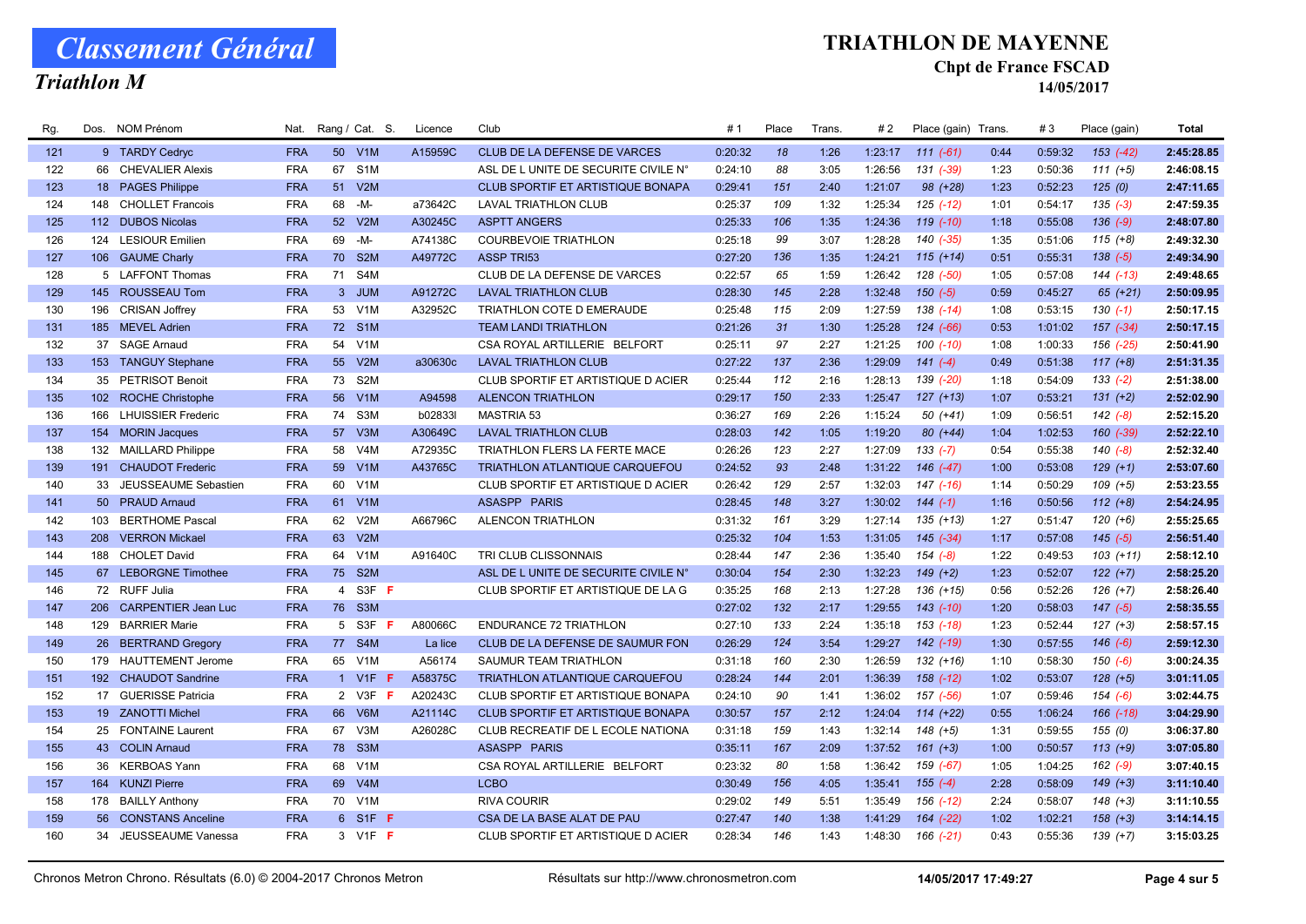# Classement Général

## Triathlon M

# TRIATHLON DE MAYENNE

### Chpt de France FSCAD

**14/05/2017**

| Rg. | Dos. | NOM Prénom | Nat. | Rang / Cat. | | S. | Licence | Club | # 1 | Place | Trans. | # 2 | Place (gain) | Trans. | # 3 | Place (gain) | Total |
|---|---|---|---|---|---|---|---|---|---|---|---|---|---|---|---|---|---|
| 121 | 9 | TARDY Cedryc | FRA | 50 | V1M | | A15959C | CLUB DE LA DEFENSE DE VARCES | 0:20:32 | 18 | 1:26 | 1:23:17 | 111 (-61) | 0:44 | 0:59:32 | 153 (-42) | 2:45:28.85 |
| 122 | 66 | CHEVALIER Alexis | FRA | 67 | S1M | | | ASL DE L UNITE DE SECURITE CIVILE N° | 0:24:10 | 88 | 3:05 | 1:26:56 | 131 (-39) | 1:23 | 0:50:36 | 111 (+5) | 2:46:08.15 |
| 123 | 18 | PAGES Philippe | FRA | 51 | V2M | | | CLUB SPORTIF ET ARTISTIQUE BONAPA | 0:29:41 | 151 | 2:40 | 1:21:07 | 98 (+28) | 1:23 | 0:52:23 | 125 (0) | 2:47:11.65 |
| 124 | 148 | CHOLLET Francois | FRA | 68 | -M- | | a73642C | LAVAL TRIATHLON CLUB | 0:25:37 | 109 | 1:32 | 1:25:34 | 125 (-12) | 1:01 | 0:54:17 | 135 (-3) | 2:47:59.35 |
| 125 | 112 | DUBOS Nicolas | FRA | 52 | V2M | | A30245C | ASPTT ANGERS | 0:25:33 | 106 | 1:35 | 1:24:36 | 119 (-10) | 1:18 | 0:55:08 | 136 (-9) | 2:48:07.80 |
| 126 | 124 | LESIOUR Emilien | FRA | 69 | -M- | | A74138C | COURBEVOIE TRIATHLON | 0:25:18 | 99 | 3:07 | 1:28:28 | 140 (-35) | 1:35 | 0:51:06 | 115 (+8) | 2:49:32.30 |
| 127 | 106 | GAUME Charly | FRA | 70 | S2M | | A49772C | ASSP TRI53 | 0:27:20 | 136 | 1:35 | 1:24:21 | 115 (+14) | 0:51 | 0:55:31 | 138 (-5) | 2:49:34.90 |
| 128 | 5 | LAFFONT Thomas | FRA | 71 | S4M | | | CLUB DE LA DEFENSE DE VARCES | 0:22:57 | 65 | 1:59 | 1:26:42 | 128 (-50) | 1:05 | 0:57:08 | 144 (-13) | 2:49:48.65 |
| 129 | 145 | ROUSSEAU Tom | FRA | 3 | JUM | | A91272C | LAVAL TRIATHLON CLUB | 0:28:30 | 145 | 2:28 | 1:32:48 | 150 (-5) | 0:59 | 0:45:27 | 65 (+21) | 2:50:09.95 |
| 130 | 196 | CRISAN Joffrey | FRA | 53 | V1M | | A32952C | TRIATHLON COTE D EMERAUDE | 0:25:48 | 115 | 2:09 | 1:27:59 | 138 (-14) | 1:08 | 0:53:15 | 130 (-1) | 2:50:17.15 |
| 131 | 185 | MEVEL Adrien | FRA | 72 | S1M | | | TEAM LANDI TRIATHLON | 0:21:26 | 31 | 1:30 | 1:25:28 | 124 (-66) | 0:53 | 1:01:02 | 157 (-34) | 2:50:17.15 |
| 132 | 37 | SAGE Arnaud | FRA | 54 | V1M | | | CSA ROYAL ARTILLERIE BELFORT | 0:25:11 | 97 | 2:27 | 1:21:25 | 100 (-10) | 1:08 | 1:00:33 | 156 (-25) | 2:50:41.90 |
| 133 | 153 | TANGUY Stephane | FRA | 55 | V2M | | a30630c | LAVAL TRIATHLON CLUB | 0:27:22 | 137 | 2:36 | 1:29:09 | 141 (-4) | 0:49 | 0:51:38 | 117 (+8) | 2:51:31.35 |
| 134 | 35 | PETRISOT Benoit | FRA | 73 | S2M | | | CLUB SPORTIF ET ARTISTIQUE D ACIER | 0:25:44 | 112 | 2:16 | 1:28:13 | 139 (-20) | 1:18 | 0:54:09 | 133 (-2) | 2:51:38.00 |
| 135 | 102 | ROCHE Christophe | FRA | 56 | V1M | | A94598 | ALENCON TRIATHLON | 0:29:17 | 150 | 2:33 | 1:25:47 | 127 (+13) | 1:07 | 0:53:21 | 131 (+2) | 2:52:02.90 |
| 136 | 166 | LHUISSIER Frederic | FRA | 74 | S3M | | b02833l | MASTRIA 53 | 0:36:27 | 169 | 2:26 | 1:15:24 | 50 (+41) | 1:09 | 0:56:51 | 142 (-8) | 2:52:15.20 |
| 137 | 154 | MORIN Jacques | FRA | 57 | V3M | | A30649C | LAVAL TRIATHLON CLUB | 0:28:03 | 142 | 1:05 | 1:19:20 | 80 (+44) | 1:04 | 1:02:53 | 160 (-39) | 2:52:22.10 |
| 138 | 132 | MAILLARD Philippe | FRA | 58 | V4M | | A72935C | TRIATHLON FLERS LA FERTE MACE | 0:26:26 | 123 | 2:27 | 1:27:09 | 133 (-7) | 0:54 | 0:55:38 | 140 (-8) | 2:52:32.40 |
| 139 | 191 | CHAUDOT Frederic | FRA | 59 | V1M | | A43765C | TRIATHLON ATLANTIQUE CARQUEFOU | 0:24:52 | 93 | 2:48 | 1:31:22 | 146 (-47) | 1:00 | 0:53:08 | 129 (+1) | 2:53:07.60 |
| 140 | 33 | JEUSSEAUME Sebastien | FRA | 60 | V1M | | | CLUB SPORTIF ET ARTISTIQUE D ACIER | 0:26:42 | 129 | 2:57 | 1:32:03 | 147 (-16) | 1:14 | 0:50:29 | 109 (+5) | 2:53:23.55 |
| 141 | 50 | PRAUD Arnaud | FRA | 61 | V1M | | | ASASPP PARIS | 0:28:45 | 148 | 3:27 | 1:30:02 | 144 (-1) | 1:16 | 0:50:56 | 112 (+8) | 2:54:24.95 |
| 142 | 103 | BERTHOME Pascal | FRA | 62 | V2M | | A66796C | ALENCON TRIATHLON | 0:31:32 | 161 | 3:29 | 1:27:14 | 135 (+13) | 1:27 | 0:51:47 | 120 (+6) | 2:55:25.65 |
| 143 | 208 | VERRON Mickael | FRA | 63 | V2M | | | | 0:25:32 | 104 | 1:53 | 1:31:05 | 145 (-34) | 1:17 | 0:57:08 | 145 (-5) | 2:56:51.40 |
| 144 | 188 | CHOLET David | FRA | 64 | V1M | | A91640C | TRI CLUB CLISSONNAIS | 0:28:44 | 147 | 2:36 | 1:35:40 | 154 (-8) | 1:22 | 0:49:53 | 103 (+11) | 2:58:12.10 |
| 145 | 67 | LEBORGNE Timothee | FRA | 75 | S2M | | | ASL DE L UNITE DE SECURITE CIVILE N° | 0:30:04 | 154 | 2:30 | 1:32:23 | 149 (+2) | 1:23 | 0:52:07 | 122 (+7) | 2:58:25.20 |
| 146 | 72 | RUFF Julia | FRA | 4 | S3F | F | | CLUB SPORTIF ET ARTISTIQUE DE LA G | 0:35:25 | 168 | 2:13 | 1:27:28 | 136 (+15) | 0:56 | 0:52:26 | 126 (+7) | 2:58:26.40 |
| 147 | 206 | CARPENTIER Jean Luc | FRA | 76 | S3M | | | | 0:27:02 | 132 | 2:17 | 1:29:55 | 143 (-10) | 1:20 | 0:58:03 | 147 (-5) | 2:58:35.55 |
| 148 | 129 | BARRIER Marie | FRA | 5 | S3F | F | A80066C | ENDURANCE 72 TRIATHLON | 0:27:10 | 133 | 2:24 | 1:35:18 | 153 (-18) | 1:23 | 0:52:44 | 127 (+3) | 2:58:57.15 |
| 149 | 26 | BERTRAND Gregory | FRA | 77 | S4M | | La lice | CLUB DE LA DEFENSE DE SAUMUR FON | 0:26:29 | 124 | 3:54 | 1:29:27 | 142 (-19) | 1:30 | 0:57:55 | 146 (-6) | 2:59:12.30 |
| 150 | 179 | HAUTTEMENT Jerome | FRA | 65 | V1M | | A56174 | SAUMUR TEAM TRIATHLON | 0:31:18 | 160 | 2:30 | 1:26:59 | 132 (+16) | 1:10 | 0:58:30 | 150 (-6) | 3:00:24.35 |
| 151 | 192 | CHAUDOT Sandrine | FRA | 1 | V1F | F | A58375C | TRIATHLON ATLANTIQUE CARQUEFOU | 0:28:24 | 144 | 2:01 | 1:36:39 | 158 (-12) | 1:02 | 0:53:07 | 128 (+5) | 3:01:11.05 |
| 152 | 17 | GUERISSE Patricia | FRA | 2 | V3F | F | A20243C | CLUB SPORTIF ET ARTISTIQUE BONAPA | 0:24:10 | 90 | 1:41 | 1:36:02 | 157 (-56) | 1:07 | 0:59:46 | 154 (-6) | 3:02:44.75 |
| 153 | 19 | ZANOTTI Michel | FRA | 66 | V6M | | A21114C | CLUB SPORTIF ET ARTISTIQUE BONAPA | 0:30:57 | 157 | 2:12 | 1:24:04 | 114 (+22) | 0:55 | 1:06:24 | 166 (-18) | 3:04:29.90 |
| 154 | 25 | FONTAINE Laurent | FRA | 67 | V3M | | A26028C | CLUB RECREATIF DE L ECOLE NATIONA | 0:31:18 | 159 | 1:43 | 1:32:14 | 148 (+5) | 1:31 | 0:59:55 | 155 (0) | 3:06:37.80 |
| 155 | 43 | COLIN Arnaud | FRA | 78 | S3M | | | ASASPP PARIS | 0:35:11 | 167 | 2:09 | 1:37:52 | 161 (+3) | 1:00 | 0:50:57 | 113 (+9) | 3:07:05.80 |
| 156 | 36 | KERBOAS Yann | FRA | 68 | V1M | | | CSA ROYAL ARTILLERIE BELFORT | 0:23:32 | 80 | 1:58 | 1:36:42 | 159 (-67) | 1:05 | 1:04:25 | 162 (-9) | 3:07:40.15 |
| 157 | 164 | KUNZI Pierre | FRA | 69 | V4M | | | LCBO | 0:30:49 | 156 | 4:05 | 1:35:41 | 155 (-4) | 2:28 | 0:58:09 | 149 (+3) | 3:11:10.40 |
| 158 | 178 | BAILLY Anthony | FRA | 70 | V1M | | | RIVA COURIR | 0:29:02 | 149 | 5:51 | 1:35:49 | 156 (-12) | 2:24 | 0:58:07 | 148 (+3) | 3:11:10.55 |
| 159 | 56 | CONSTANS Anceline | FRA | 6 | S1F | F | | CSA DE LA BASE ALAT DE PAU | 0:27:47 | 140 | 1:38 | 1:41:29 | 164 (-22) | 1:02 | 1:02:21 | 158 (+3) | 3:14:14.15 |
| 160 | 34 | JEUSSEAUME Vanessa | FRA | 3 | V1F | F | | CLUB SPORTIF ET ARTISTIQUE D ACIER | 0:28:34 | 146 | 1:43 | 1:48:30 | 166 (-21) | 0:43 | 0:55:36 | 139 (+7) | 3:15:03.25 |

Chronos Metron Chrono. Résultats (6.0) © 2004-2017 Chronos Metron — Résultats sur http://www.chronosmetron.com — 14/05/2017 17:49:27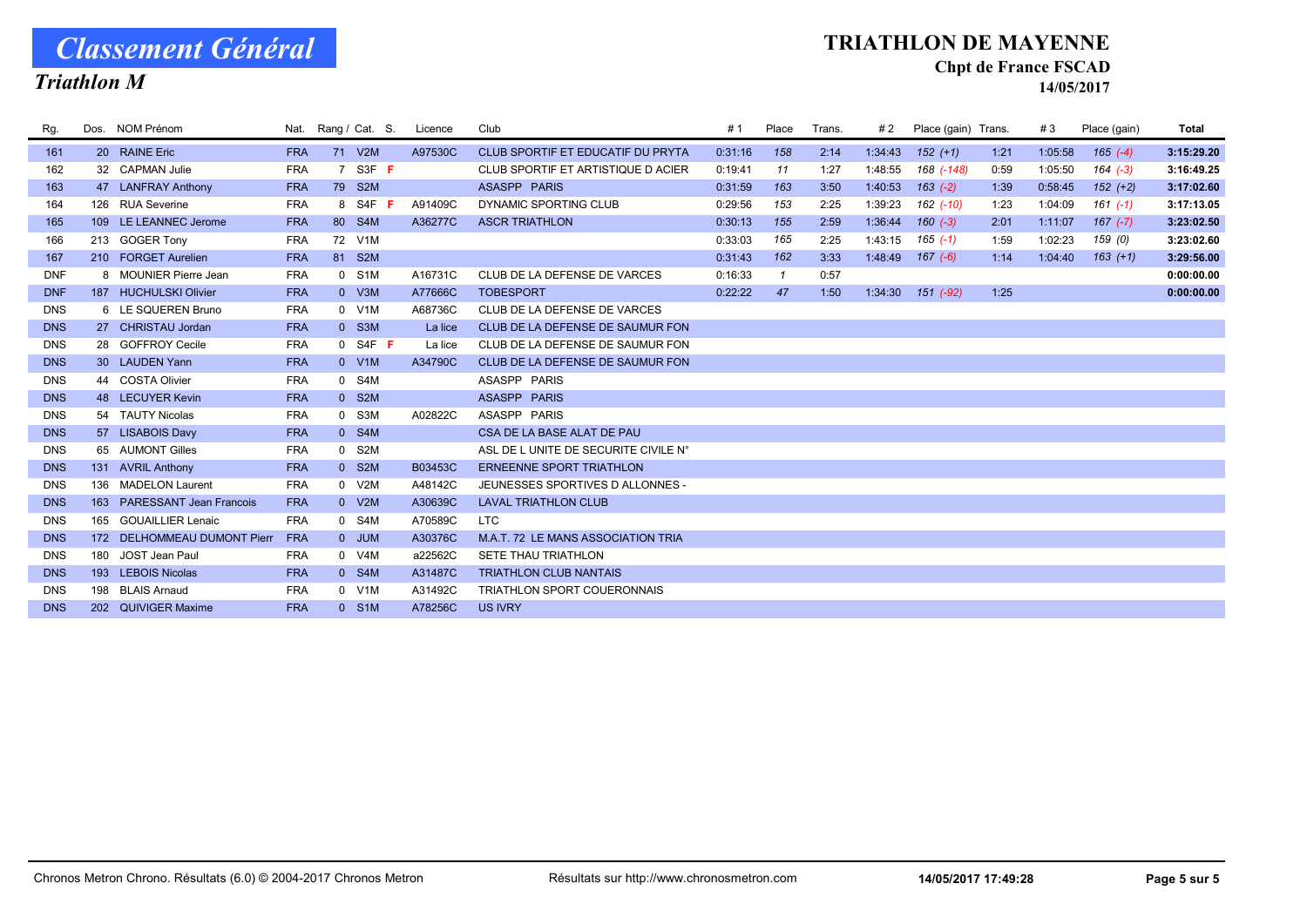# Classement Général

*Triathlon M*

## TRIATHLON DE MAYENNE

### Chpt de France FSCAD

14/05/2017

| Rg. | Dos. | NOM Prénom | Nat. | Rang / Cat. | | S. | Licence | Club | # 1 | Place | Trans. | # 2 | Place (gain) | Trans. | # 3 | Place (gain) | Total |
|---|---|---|---|---|---|---|---|---|---|---|---|---|---|---|---|---|---|
| 161 | 20 | RAINE Eric | FRA | 71 | V2M | | A97530C | CLUB SPORTIF ET EDUCATIF DU PRYTA | 0:31:16 | 158 | 2:14 | 1:34:43 | 152 (+1) | 1:21 | 1:05:58 | 165 (-4) | 3:15:29.20 |
| 162 | 32 | CAPMAN Julie | FRA | 7 | S3F | F | | CLUB SPORTIF ET ARTISTIQUE D ACIER | 0:19:41 | 11 | 1:27 | 1:48:55 | 168 (-148) | 0:59 | 1:05:50 | 164 (-3) | 3:16:49.25 |
| 163 | 47 | LANFRAY Anthony | FRA | 79 | S2M | | | ASASPP PARIS | 0:31:59 | 163 | 3:50 | 1:40:53 | 163 (-2) | 1:39 | 0:58:45 | 152 (+2) | 3:17:02.60 |
| 164 | 126 | RUA Severine | FRA | 8 | S4F | F | A91409C | DYNAMIC SPORTING CLUB | 0:29:56 | 153 | 2:25 | 1:39:23 | 162 (-10) | 1:23 | 1:04:09 | 161 (-1) | 3:17:13.05 |
| 165 | 109 | LE LEANNEC Jerome | FRA | 80 | S4M | | A36277C | ASCR TRIATHLON | 0:30:13 | 155 | 2:59 | 1:36:44 | 160 (-3) | 2:01 | 1:11:07 | 167 (-7) | 3:23:02.50 |
| 166 | 213 | GOGER Tony | FRA | 72 | V1M | | | | 0:33:03 | 165 | 2:25 | 1:43:15 | 165 (-1) | 1:59 | 1:02:23 | 159 (0) | 3:23:02.60 |
| 167 | 210 | FORGET Aurelien | FRA | 81 | S2M | | | | 0:31:43 | 162 | 3:33 | 1:48:49 | 167 (-6) | 1:14 | 1:04:40 | 163 (+1) | 3:29:56.00 |
| DNF | 8 | MOUNIER Pierre Jean | FRA | 0 | S1M | | A16731C | CLUB DE LA DEFENSE DE VARCES | 0:16:33 | 1 | 0:57 | | | | | | 0:00:00.00 |
| DNF | 187 | HUCHULSKI Olivier | FRA | 0 | V3M | | A77666C | TOBESPORT | 0:22:22 | 47 | 1:50 | 1:34:30 | 151 (-92) | 1:25 | | | 0:00:00.00 |
| DNS | 6 | LE SQUEREN Bruno | FRA | 0 | V1M | | A68736C | CLUB DE LA DEFENSE DE VARCES | | | | | | | | | |
| DNS | 27 | CHRISTAU Jordan | FRA | 0 | S3M | | La lice | CLUB DE LA DEFENSE DE SAUMUR FON | | | | | | | | | |
| DNS | 28 | GOFFROY Cecile | FRA | 0 | S4F | F | La lice | CLUB DE LA DEFENSE DE SAUMUR FON | | | | | | | | | |
| DNS | 30 | LAUDEN Yann | FRA | 0 | V1M | | A34790C | CLUB DE LA DEFENSE DE SAUMUR FON | | | | | | | | | |
| DNS | 44 | COSTA Olivier | FRA | 0 | S4M | | | ASASPP PARIS | | | | | | | | | |
| DNS | 48 | LECUYER Kevin | FRA | 0 | S2M | | | ASASPP PARIS | | | | | | | | | |
| DNS | 54 | TAUTY Nicolas | FRA | 0 | S3M | | A02822C | ASASPP PARIS | | | | | | | | | |
| DNS | 57 | LISABOIS Davy | FRA | 0 | S4M | | | CSA DE LA BASE ALAT DE PAU | | | | | | | | | |
| DNS | 65 | AUMONT Gilles | FRA | 0 | S2M | | | ASL DE L UNITE DE SECURITE CIVILE N° | | | | | | | | | |
| DNS | 131 | AVRIL Anthony | FRA | 0 | S2M | | B03453C | ERNEENNE SPORT TRIATHLON | | | | | | | | | |
| DNS | 136 | MADELON Laurent | FRA | 0 | V2M | | A48142C | JEUNESSES SPORTIVES D ALLONNES - | | | | | | | | | |
| DNS | 163 | PARESSANT Jean Francois | FRA | 0 | V2M | | A30639C | LAVAL TRIATHLON CLUB | | | | | | | | | |
| DNS | 165 | GOUAILLIER Lenaic | FRA | 0 | S4M | | A70589C | LTC | | | | | | | | | |
| DNS | 172 | DELHOMMEAU DUMONT Pierr | FRA | 0 | JUM | | A30376C | M.A.T. 72 LE MANS ASSOCIATION TRIA | | | | | | | | | |
| DNS | 180 | JOST Jean Paul | FRA | 0 | V4M | | a22562C | SETE THAU TRIATHLON | | | | | | | | | |
| DNS | 193 | LEBOIS Nicolas | FRA | 0 | S4M | | A31487C | TRIATHLON CLUB NANTAIS | | | | | | | | | |
| DNS | 198 | BLAIS Arnaud | FRA | 0 | V1M | | A31492C | TRIATHLON SPORT COUERONNAIS | | | | | | | | | |
| DNS | 202 | QUIVIGER Maxime | FRA | 0 | S1M | | A78256C | US IVRY | | | | | | | | | |

Chronos Metron Chrono. Résultats (6.0) © 2004-2017 Chronos Metron — Résultats sur http://www.chronosmetron.com — 14/05/2017 17:49:28